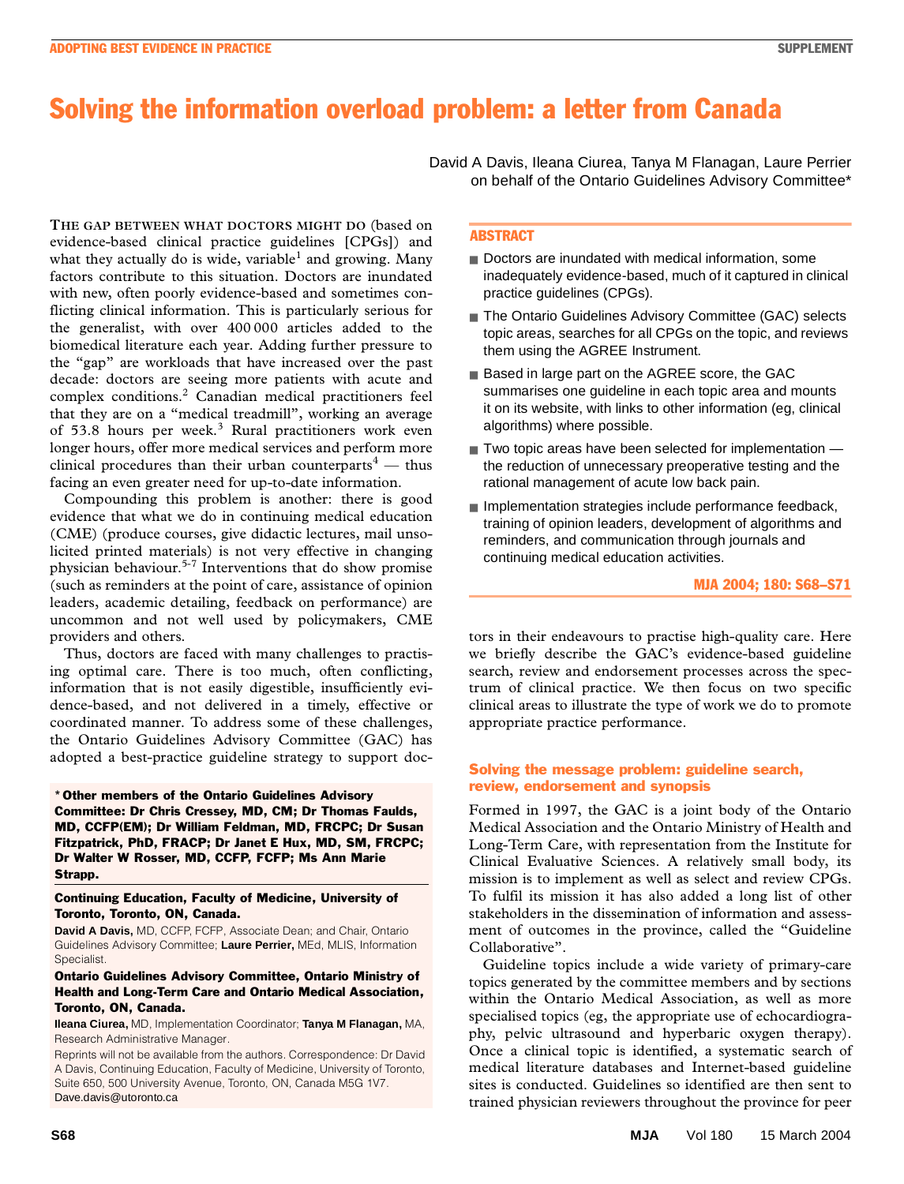# Solving the information overload problem: a letter from Canada

David A Davis, Ileana Ciurea, Tanya M Flanagan, Laure Perrier
on behalf of the Ontario Guidelines Advisory Committee*

## ABSTRACT

- Doctors are inundated with medical information, some inadequately evidence-based, much of it captured in clinical practice guidelines (CPGs).
- The Ontario Guidelines Advisory Committee (GAC) selects topic areas, searches for all CPGs on the topic, and reviews them using the AGREE Instrument.
- Based in large part on the AGREE score, the GAC summarises one guideline in each topic area and mounts it on its website, with links to other information (eg, clinical algorithms) where possible.
- Two topic areas have been selected for implementation — the reduction of unnecessary preoperative testing and the rational management of acute low back pain.
- Implementation strategies include performance feedback, training of opinion leaders, development of algorithms and reminders, and communication through journals and continuing medical education activities.

MJA 2004; 180: S68–S71

THE GAP BETWEEN WHAT DOCTORS MIGHT DO (based on evidence-based clinical practice guidelines [CPGs]) and what they actually do is wide, variable[1] and growing. Many factors contribute to this situation. Doctors are inundated with new, often poorly evidence-based and sometimes conflicting clinical information. This is particularly serious for the generalist, with over 400 000 articles added to the biomedical literature each year. Adding further pressure to the "gap" are workloads that have increased over the past decade: doctors are seeing more patients with acute and complex conditions.[2] Canadian medical practitioners feel that they are on a "medical treadmill", working an average of 53.8 hours per week.[3] Rural practitioners work even longer hours, offer more medical services and perform more clinical procedures than their urban counterparts[4] — thus facing an even greater need for up-to-date information.

Compounding this problem is another: there is good evidence that what we do in continuing medical education (CME) (produce courses, give didactic lectures, mail unsolicited printed materials) is not very effective in changing physician behaviour.[5-7] Interventions that do show promise (such as reminders at the point of care, assistance of opinion leaders, academic detailing, feedback on performance) are uncommon and not well used by policymakers, CME providers and others.

Thus, doctors are faced with many challenges to practising optimal care. There is too much, often conflicting, information that is not easily digestible, insufficiently evidence-based, and not delivered in a timely, effective or coordinated manner. To address some of these challenges, the Ontario Guidelines Advisory Committee (GAC) has adopted a best-practice guideline strategy to support doctors in their endeavours to practise high-quality care. Here we briefly describe the GAC's evidence-based guideline search, review and endorsement processes across the spectrum of clinical practice. We then focus on two specific clinical areas to illustrate the type of work we do to promote appropriate practice performance.

**\* Other members of the Ontario Guidelines Advisory Committee: Dr Chris Cressey, MD, CM; Dr Thomas Faulds, MD, CCFP(EM); Dr William Feldman, MD, FRCPC; Dr Susan Fitzpatrick, PhD, FRACP; Dr Janet E Hux, MD, SM, FRCPC; Dr Walter W Rosser, MD, CCFP, FCFP; Ms Ann Marie Strapp.**

**Continuing Education, Faculty of Medicine, University of Toronto, Toronto, ON, Canada.**

**David A Davis,** MD, CCFP, FCFP, Associate Dean; and Chair, Ontario Guidelines Advisory Committee; **Laure Perrier,** MEd, MLIS, Information Specialist.

**Ontario Guidelines Advisory Committee, Ontario Ministry of Health and Long-Term Care and Ontario Medical Association, Toronto, ON, Canada.**

**Ileana Ciurea,** MD, Implementation Coordinator; **Tanya M Flanagan,** MA, Research Administrative Manager.

Reprints will not be available from the authors. Correspondence: Dr David A Davis, Continuing Education, Faculty of Medicine, University of Toronto, Suite 650, 500 University Avenue, Toronto, ON, Canada M5G 1V7. Dave.davis@utoronto.ca

## Solving the message problem: guideline search, review, endorsement and synopsis

Formed in 1997, the GAC is a joint body of the Ontario Medical Association and the Ontario Ministry of Health and Long-Term Care, with representation from the Institute for Clinical Evaluative Sciences. A relatively small body, its mission is to implement as well as select and review CPGs. To fulfil its mission it has also added a long list of other stakeholders in the dissemination of information and assessment of outcomes in the province, called the "Guideline Collaborative".

Guideline topics include a wide variety of primary-care topics generated by the committee members and by sections within the Ontario Medical Association, as well as more specialised topics (eg, the appropriate use of echocardiography, pelvic ultrasound and hyperbaric oxygen therapy). Once a clinical topic is identified, a systematic search of medical literature databases and Internet-based guideline sites is conducted. Guidelines so identified are then sent to trained physician reviewers throughout the province for peer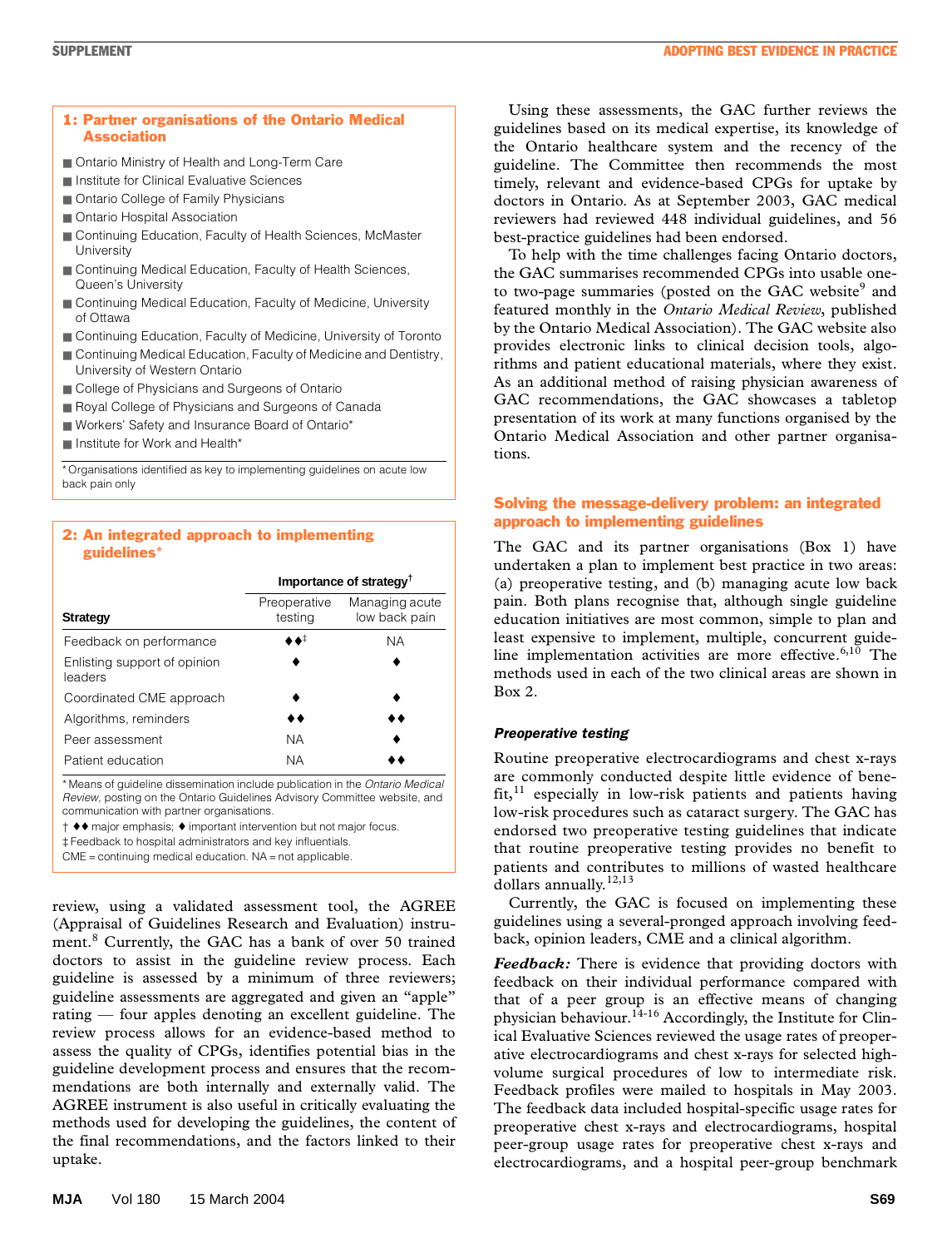### 1: Partner organisations of the Ontario Medical Association

- Ontario Ministry of Health and Long-Term Care
- Institute for Clinical Evaluative Sciences
- Ontario College of Family Physicians
- Ontario Hospital Association
- Continuing Education, Faculty of Health Sciences, McMaster University
- Continuing Medical Education, Faculty of Health Sciences, Queen's University
- Continuing Medical Education, Faculty of Medicine, University of Ottawa
- Continuing Education, Faculty of Medicine, University of Toronto
- Continuing Medical Education, Faculty of Medicine and Dentistry, University of Western Ontario
- College of Physicians and Surgeons of Ontario
- Royal College of Physicians and Surgeons of Canada
- Workers' Safety and Insurance Board of Ontario*
- Institute for Work and Health*

\* Organisations identified as key to implementing guidelines on acute low back pain only

### 2: An integrated approach to implementing guidelines*

| Strategy | Importance of strategy† | |
|---|---|---|
| | Preoperative testing | Managing acute low back pain |
| Feedback on performance | ♦♦‡ | NA |
| Enlisting support of opinion leaders | ♦ | ♦ |
| Coordinated CME approach | ♦ | ♦ |
| Algorithms, reminders | ♦♦ | ♦♦ |
| Peer assessment | NA | ♦ |
| Patient education | NA | ♦♦ |

\* Means of guideline dissemination include publication in the *Ontario Medical Review*, posting on the Ontario Guidelines Advisory Committee website, and communication with partner organisations.
† ♦♦ major emphasis; ♦ important intervention but not major focus.
‡ Feedback to hospital administrators and key influentials.
CME = continuing medical education. NA = not applicable.

review, using a validated assessment tool, the AGREE (Appraisal of Guidelines Research and Evaluation) instrument.[8] Currently, the GAC has a bank of over 50 trained doctors to assist in the guideline review process. Each guideline is assessed by a minimum of three reviewers; guideline assessments are aggregated and given an "apple" rating — four apples denoting an excellent guideline. The review process allows for an evidence-based method to assess the quality of CPGs, identifies potential bias in the guideline development process and ensures that the recommendations are both internally and externally valid. The AGREE instrument is also useful in critically evaluating the methods used for developing the guidelines, the content of the final recommendations, and the factors linked to their uptake.

Using these assessments, the GAC further reviews the guidelines based on its medical expertise, its knowledge of the Ontario healthcare system and the recency of the guideline. The Committee then recommends the most timely, relevant and evidence-based CPGs for uptake by doctors in Ontario. As at September 2003, GAC medical reviewers had reviewed 448 individual guidelines, and 56 best-practice guidelines had been endorsed.

To help with the time challenges facing Ontario doctors, the GAC summarises recommended CPGs into usable one- to two-page summaries (posted on the GAC website[9] and featured monthly in the *Ontario Medical Review*, published by the Ontario Medical Association). The GAC website also provides electronic links to clinical decision tools, algorithms and patient educational materials, where they exist. As an additional method of raising physician awareness of GAC recommendations, the GAC showcases a tabletop presentation of its work at many functions organised by the Ontario Medical Association and other partner organisations.

## Solving the message-delivery problem: an integrated approach to implementing guidelines

The GAC and its partner organisations (Box 1) have undertaken a plan to implement best practice in two areas: (a) preoperative testing, and (b) managing acute low back pain. Both plans recognise that, although single guideline education initiatives are most common, simple to plan and least expensive to implement, multiple, concurrent guideline implementation activities are more effective.[6,10] The methods used in each of the two clinical areas are shown in Box 2.

### Preoperative testing

Routine preoperative electrocardiograms and chest x-rays are commonly conducted despite little evidence of benefit,[11] especially in low-risk patients and patients having low-risk procedures such as cataract surgery. The GAC has endorsed two preoperative testing guidelines that indicate that routine preoperative testing provides no benefit to patients and contributes to millions of wasted healthcare dollars annually.[12,13]

Currently, the GAC is focused on implementing these guidelines using a several-pronged approach involving feedback, opinion leaders, CME and a clinical algorithm.

***Feedback:*** There is evidence that providing doctors with feedback on their individual performance compared with that of a peer group is an effective means of changing physician behaviour.[14-16] Accordingly, the Institute for Clinical Evaluative Sciences reviewed the usage rates of preoperative electrocardiograms and chest x-rays for selected high-volume surgical procedures of low to intermediate risk. Feedback profiles were mailed to hospitals in May 2003. The feedback data included hospital-specific usage rates for preoperative chest x-rays and electrocardiograms, hospital peer-group usage rates for preoperative chest x-rays and electrocardiograms, and a hospital peer-group benchmark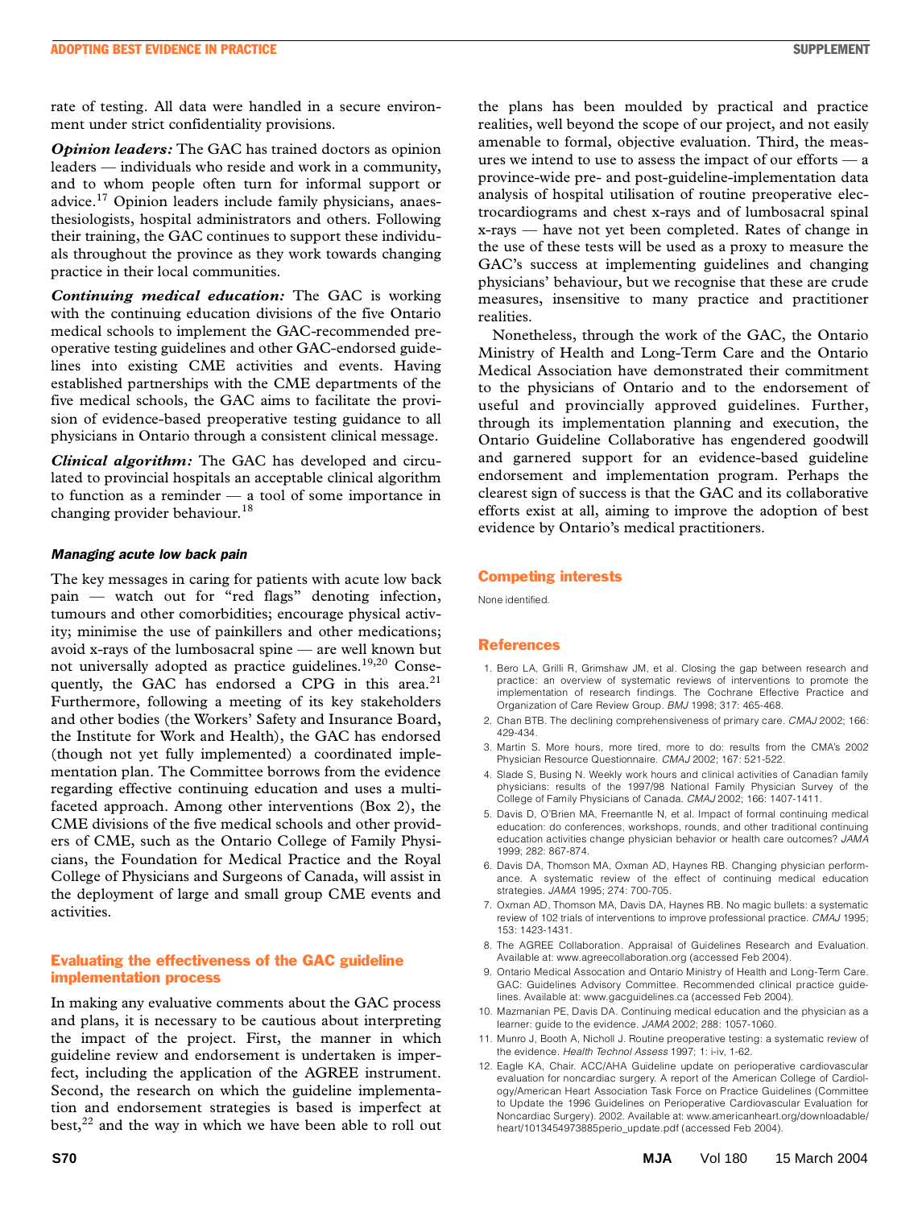rate of testing. All data were handled in a secure environment under strict confidentiality provisions.

***Opinion leaders:*** The GAC has trained doctors as opinion leaders — individuals who reside and work in a community, and to whom people often turn for informal support or advice.[17] Opinion leaders include family physicians, anaesthesiologists, hospital administrators and others. Following their training, the GAC continues to support these individuals throughout the province as they work towards changing practice in their local communities.

***Continuing medical education:*** The GAC is working with the continuing education divisions of the five Ontario medical schools to implement the GAC-recommended preoperative testing guidelines and other GAC-endorsed guidelines into existing CME activities and events. Having established partnerships with the CME departments of the five medical schools, the GAC aims to facilitate the provision of evidence-based preoperative testing guidance to all physicians in Ontario through a consistent clinical message.

***Clinical algorithm:*** The GAC has developed and circulated to provincial hospitals an acceptable clinical algorithm to function as a reminder — a tool of some importance in changing provider behaviour.[18]

#### *Managing acute low back pain*

The key messages in caring for patients with acute low back pain — watch out for "red flags" denoting infection, tumours and other comorbidities; encourage physical activity; minimise the use of painkillers and other medications; avoid x-rays of the lumbosacral spine — are well known but not universally adopted as practice guidelines.[19,20] Consequently, the GAC has endorsed a CPG in this area.[21] Furthermore, following a meeting of its key stakeholders and other bodies (the Workers' Safety and Insurance Board, the Institute for Work and Health), the GAC has endorsed (though not yet fully implemented) a coordinated implementation plan. The Committee borrows from the evidence regarding effective continuing education and uses a multifaceted approach. Among other interventions (Box 2), the CME divisions of the five medical schools and other providers of CME, such as the Ontario College of Family Physicians, the Foundation for Medical Practice and the Royal College of Physicians and Surgeons of Canada, will assist in the deployment of large and small group CME events and activities.

### Evaluating the effectiveness of the GAC guideline implementation process

In making any evaluative comments about the GAC process and plans, it is necessary to be cautious about interpreting the impact of the project. First, the manner in which guideline review and endorsement is undertaken is imperfect, including the application of the AGREE instrument. Second, the research on which the guideline implementation and endorsement strategies is based is imperfect at best,[22] and the way in which we have been able to roll out the plans has been moulded by practical and practice realities, well beyond the scope of our project, and not easily amenable to formal, objective evaluation. Third, the measures we intend to use to assess the impact of our efforts — a province-wide pre- and post-guideline-implementation data analysis of hospital utilisation of routine preoperative electrocardiograms and chest x-rays and of lumbosacral spinal x-rays — have not yet been completed. Rates of change in the use of these tests will be used as a proxy to measure the GAC's success at implementing guidelines and changing physicians' behaviour, but we recognise that these are crude measures, insensitive to many practice and practitioner realities.

Nonetheless, through the work of the GAC, the Ontario Ministry of Health and Long-Term Care and the Ontario Medical Association have demonstrated their commitment to the physicians of Ontario and to the endorsement of useful and provincially approved guidelines. Further, through its implementation planning and execution, the Ontario Guideline Collaborative has engendered goodwill and garnered support for an evidence-based guideline endorsement and implementation program. Perhaps the clearest sign of success is that the GAC and its collaborative efforts exist at all, aiming to improve the adoption of best evidence by Ontario's medical practitioners.

### Competing interests

None identified.

### References

1. Bero LA, Grilli R, Grimshaw JM, et al. Closing the gap between research and practice: an overview of systematic reviews of interventions to promote the implementation of research findings. The Cochrane Effective Practice and Organization of Care Review Group. *BMJ* 1998; 317: 465-468.
2. Chan BTB. The declining comprehensiveness of primary care. *CMAJ* 2002; 166: 429-434.
3. Martin S. More hours, more tired, more to do: results from the CMA's 2002 Physician Resource Questionnaire. *CMAJ* 2002; 167: 521-522.
4. Slade S, Busing N. Weekly work hours and clinical activities of Canadian family physicians: results of the 1997/98 National Family Physician Survey of the College of Family Physicians of Canada. *CMAJ* 2002; 166: 1407-1411.
5. Davis D, O'Brien MA, Freemantle N, et al. Impact of formal continuing medical education: do conferences, workshops, rounds, and other traditional continuing education activities change physician behavior or health care outcomes? *JAMA* 1999; 282: 867-874.
6. Davis DA, Thomson MA, Oxman AD, Haynes RB. Changing physician performance. A systematic review of the effect of continuing medical education strategies. *JAMA* 1995; 274: 700-705.
7. Oxman AD, Thomson MA, Davis DA, Haynes RB. No magic bullets: a systematic review of 102 trials of interventions to improve professional practice. *CMAJ* 1995; 153: 1423-1431.
8. The AGREE Collaboration. Appraisal of Guidelines Research and Evaluation. Available at: www.agreecollaboration.org (accessed Feb 2004).
9. Ontario Medical Assocation and Ontario Ministry of Health and Long-Term Care. GAC: Guidelines Advisory Committee. Recommended clinical practice guidelines. Available at: www.gacguidelines.ca (accessed Feb 2004).
10. Mazmanian PE, Davis DA. Continuing medical education and the physician as a learner: guide to the evidence. *JAMA* 2002; 288: 1057-1060.
11. Munro J, Booth A, Nicholl J. Routine preoperative testing: a systematic review of the evidence. *Health Technol Assess* 1997; 1: i-iv, 1-62.
12. Eagle KA, Chair. ACC/AHA Guideline update on perioperative cardiovascular evaluation for noncardiac surgery. A report of the American College of Cardiology/American Heart Association Task Force on Practice Guidelines (Committee to Update the 1996 Guidelines on Perioperative Cardiovascular Evaluation for Noncardiac Surgery). 2002. Available at: www.americanheart.org/downloadable/heart/1013454973885perio_update.pdf (accessed Feb 2004).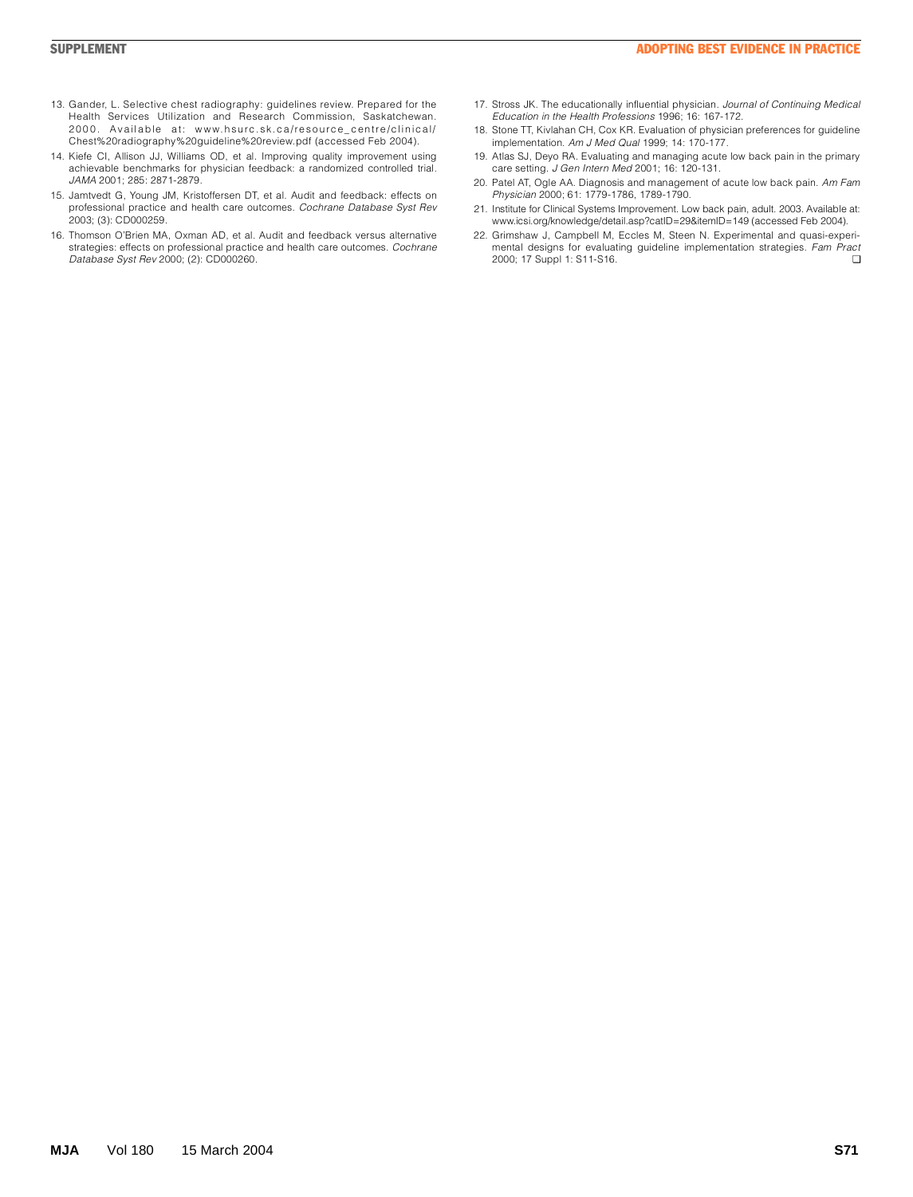13. Gander, L. Selective chest radiography: guidelines review. Prepared for the Health Services Utilization and Research Commission, Saskatchewan. 2000. Available at: www.hsurc.sk.ca/resource_centre/clinical/Chest%20radiography%20guideline%20review.pdf (accessed Feb 2004).
14. Kiefe CI, Allison JJ, Williams OD, et al. Improving quality improvement using achievable benchmarks for physician feedback: a randomized controlled trial. *JAMA* 2001; 285: 2871-2879.
15. Jamtvedt G, Young JM, Kristoffersen DT, et al. Audit and feedback: effects on professional practice and health care outcomes. *Cochrane Database Syst Rev* 2003; (3): CD000259.
16. Thomson O'Brien MA, Oxman AD, et al. Audit and feedback versus alternative strategies: effects on professional practice and health care outcomes. *Cochrane Database Syst Rev* 2000; (2): CD000260.
17. Stross JK. The educationally influential physician. *Journal of Continuing Medical Education in the Health Professions* 1996; 16: 167-172.
18. Stone TT, Kivlahan CH, Cox KR. Evaluation of physician preferences for guideline implementation. *Am J Med Qual* 1999; 14: 170-177.
19. Atlas SJ, Deyo RA. Evaluating and managing acute low back pain in the primary care setting. *J Gen Intern Med* 2001; 16: 120-131.
20. Patel AT, Ogle AA. Diagnosis and management of acute low back pain. *Am Fam Physician* 2000; 61: 1779-1786, 1789-1790.
21. Institute for Clinical Systems Improvement. Low back pain, adult. 2003. Available at: www.icsi.org/knowledge/detail.asp?catID=29&itemID=149 (accessed Feb 2004).
22. Grimshaw J, Campbell M, Eccles M, Steen N. Experimental and quasi-experimental designs for evaluating guideline implementation strategies. *Fam Pract* 2000; 17 Suppl 1: S11-S16. ❑